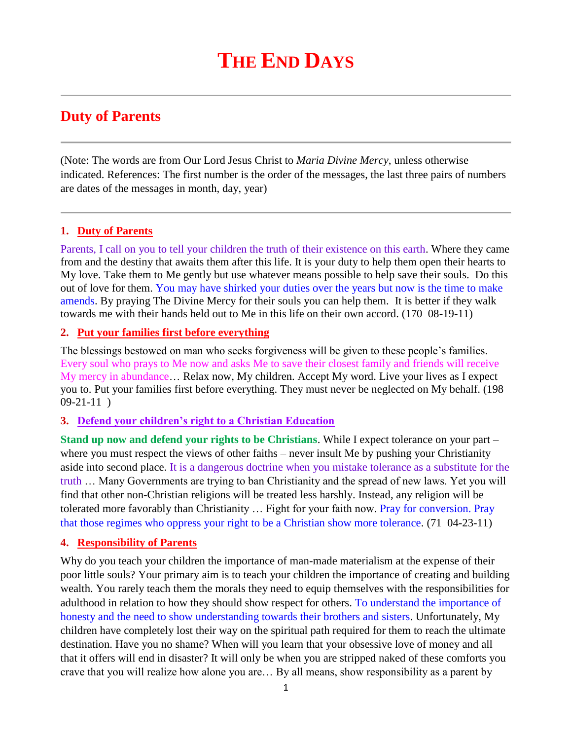# THE END DAYS

## Duty of Parents

(Note: The words are from Our Lord Jesus Christ to *Maria Divine Mercy*, unless otherwise indicated. References: The first number is the order of the messages, the last three pairs of numbers are dates of the messages in month, day, year)

### 1. Duty of Parents

Parents, I call on you to tell your children the truth of their existence on this earth. Where they came from and the destiny that awaits them after this life. It is your duty to help them open their hearts to My love. Take them to Me gently but use whatever means possible to help save their souls. Do this out of love for them. You may have shirked your duties over the years but now is the time to make amends. By praying The Divine Mercy for their souls you can help them. It is better if they walk towards me with their hands held out to Me in this life on their own accord. (170 08-19-11)

### 2. Put your families first before everything

The blessings bestowed on man who seeks forgiveness will be given to these people's families. Every soul who prays to Me now and asks Me to save their closest family and friends will receive My mercy in abundance… Relax now, My children. Accept My word. Live your lives as I expect you to. Put your families first before everything. They must never be neglected on My behalf. (198 09-21-11 )

### 3. Defend your children's right to a Christian Education

**Stand up now and defend your rights to be Christians**. While I expect tolerance on your part – where you must respect the views of other faiths – never insult Me by pushing your Christianity aside into second place. It is a dangerous doctrine when you mistake tolerance as a substitute for the truth … Many Governments are trying to ban Christianity and the spread of new laws. Yet you will find that other non-Christian religions will be treated less harshly. Instead, any religion will be tolerated more favorably than Christianity … Fight for your faith now. Pray for conversion. Pray that those regimes who oppress your right to be a Christian show more tolerance. (71 04-23-11)

### 4. Responsibility of Parents

Why do you teach your children the importance of man-made materialism at the expense of their poor little souls? Your primary aim is to teach your children the importance of creating and building wealth. You rarely teach them the morals they need to equip themselves with the responsibilities for adulthood in relation to how they should show respect for others. To understand the importance of honesty and the need to show understanding towards their brothers and sisters. Unfortunately, My children have completely lost their way on the spiritual path required for them to reach the ultimate destination. Have you no shame? When will you learn that your obsessive love of money and all that it offers will end in disaster? It will only be when you are stripped naked of these comforts you crave that you will realize how alone you are… By all means, show responsibility as a parent by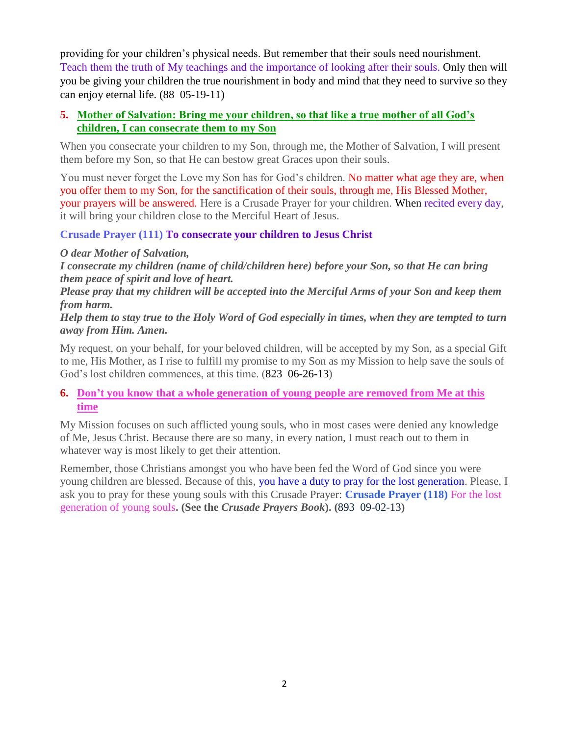providing for your children's physical needs. But remember that their souls need nourishment. Teach them the truth of My teachings and the importance of looking after their souls. Only then will you be giving your children the true nourishment in body and mind that they need to survive so they can enjoy eternal life. (88 05-19-11)

5. **Mother of Salvation: Bring me your children, so that like a true mother of all God's children, I can consecrate them to my Son**

When you consecrate your children to my Son, through me, the Mother of Salvation, I will present them before my Son, so that He can bestow great Graces upon their souls.

You must never forget the Love my Son has for God's children. No matter what age they are, when you offer them to my Son, for the sanctification of their souls, through me, His Blessed Mother, your prayers will be answered. Here is a Crusade Prayer for your children. When recited every day, it will bring your children close to the Merciful Heart of Jesus.

**Crusade Prayer (111) To consecrate your children to Jesus Christ**

***O dear Mother of Salvation,***
***I consecrate my children (name of child/children here) before your Son, so that He can bring them peace of spirit and love of heart.***
***Please pray that my children will be accepted into the Merciful Arms of your Son and keep them from harm.***
***Help them to stay true to the Holy Word of God especially in times, when they are tempted to turn away from Him. Amen.***

My request, on your behalf, for your beloved children, will be accepted by my Son, as a special Gift to me, His Mother, as I rise to fulfill my promise to my Son as my Mission to help save the souls of God's lost children commences, at this time. (823 06-26-13)

6. **Don't you know that a whole generation of young people are removed from Me at this time**

My Mission focuses on such afflicted young souls, who in most cases were denied any knowledge of Me, Jesus Christ. Because there are so many, in every nation, I must reach out to them in whatever way is most likely to get their attention.

Remember, those Christians amongst you who have been fed the Word of God since you were young children are blessed. Because of this, you have a duty to pray for the lost generation. Please, I ask you to pray for these young souls with this Crusade Prayer: **Crusade Prayer (118)** For the lost generation of young souls**. (See the *Crusade Prayers Book*). (**893 09-02-13**)**